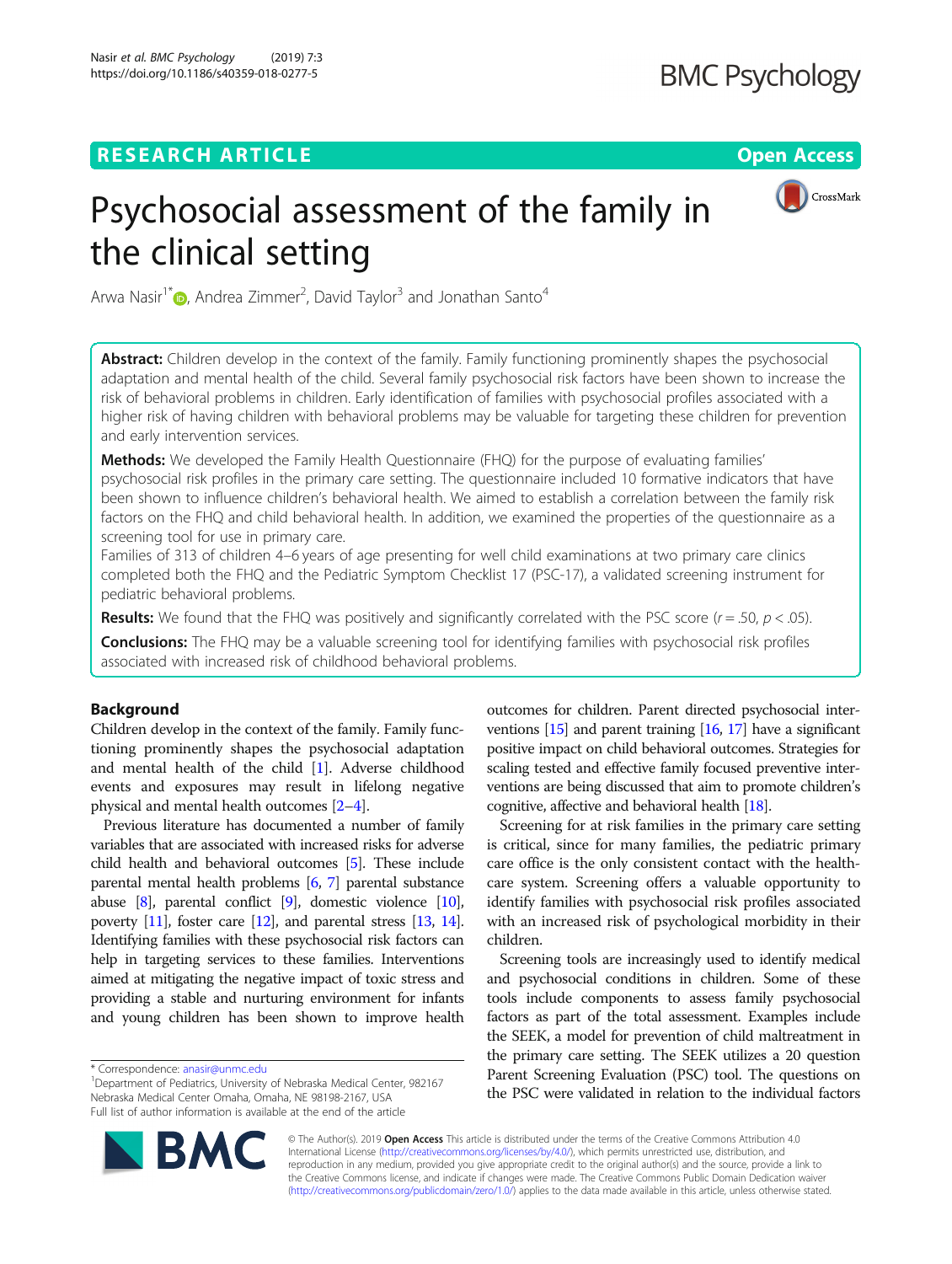RESEARCH ARTICLE

Open Access

# Psychosocial assessment of the family in the clinical setting

Arwa Nasir[1*], Andrea Zimmer[2], David Taylor[3] and Jonathan Santo[4]

**Abstract:** Children develop in the context of the family. Family functioning prominently shapes the psychosocial adaptation and mental health of the child. Several family psychosocial risk factors have been shown to increase the risk of behavioral problems in children. Early identification of families with psychosocial profiles associated with a higher risk of having children with behavioral problems may be valuable for targeting these children for prevention and early intervention services.

**Methods:** We developed the Family Health Questionnaire (FHQ) for the purpose of evaluating families' psychosocial risk profiles in the primary care setting. The questionnaire included 10 formative indicators that have been shown to influence children's behavioral health. We aimed to establish a correlation between the family risk factors on the FHQ and child behavioral health. In addition, we examined the properties of the questionnaire as a screening tool for use in primary care.

Families of 313 of children 4–6 years of age presenting for well child examinations at two primary care clinics completed both the FHQ and the Pediatric Symptom Checklist 17 (PSC-17), a validated screening instrument for pediatric behavioral problems.

**Results:** We found that the FHQ was positively and significantly correlated with the PSC score ($r = .50$, $p < .05$).

**Conclusions:** The FHQ may be a valuable screening tool for identifying families with psychosocial risk profiles associated with increased risk of childhood behavioral problems.

## Background

Children develop in the context of the family. Family functioning prominently shapes the psychosocial adaptation and mental health of the child [1]. Adverse childhood events and exposures may result in lifelong negative physical and mental health outcomes [2–4].

Previous literature has documented a number of family variables that are associated with increased risks for adverse child health and behavioral outcomes [5]. These include parental mental health problems [6, 7] parental substance abuse [8], parental conflict [9], domestic violence [10], poverty [11], foster care [12], and parental stress [13, 14]. Identifying families with these psychosocial risk factors can help in targeting services to these families. Interventions aimed at mitigating the negative impact of toxic stress and providing a stable and nurturing environment for infants and young children has been shown to improve health outcomes for children. Parent directed psychosocial interventions [15] and parent training [16, 17] have a significant positive impact on child behavioral outcomes. Strategies for scaling tested and effective family focused preventive interventions are being discussed that aim to promote children's cognitive, affective and behavioral health [18].

Screening for at risk families in the primary care setting is critical, since for many families, the pediatric primary care office is the only consistent contact with the health-care system. Screening offers a valuable opportunity to identify families with psychosocial risk profiles associated with an increased risk of psychological morbidity in their children.

Screening tools are increasingly used to identify medical and psychosocial conditions in children. Some of these tools include components to assess family psychosocial factors as part of the total assessment. Examples include the SEEK, a model for prevention of child maltreatment in the primary care setting. The SEEK utilizes a 20 question Parent Screening Evaluation (PSC) tool. The questions on the PSC were validated in relation to the individual factors

* Correspondence: anasir@unmc.edu
[1]Department of Pediatrics, University of Nebraska Medical Center, 982167 Nebraska Medical Center Omaha, Omaha, NE 98198-2167, USA
Full list of author information is available at the end of the article

© The Author(s). 2019 **Open Access** This article is distributed under the terms of the Creative Commons Attribution 4.0 International License (http://creativecommons.org/licenses/by/4.0/), which permits unrestricted use, distribution, and reproduction in any medium, provided you give appropriate credit to the original author(s) and the source, provide a link to the Creative Commons license, and indicate if changes were made. The Creative Commons Public Domain Dedication waiver (http://creativecommons.org/publicdomain/zero/1.0/) applies to the data made available in this article, unless otherwise stated.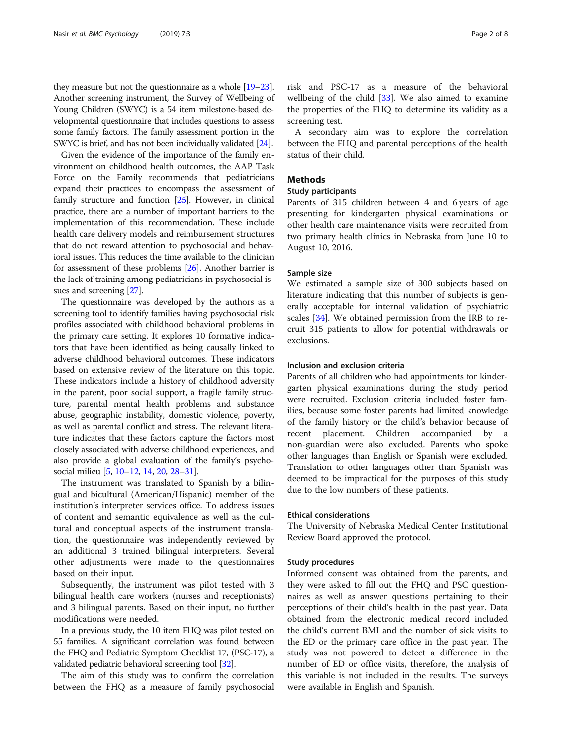they measure but not the questionnaire as a whole [19–23]. Another screening instrument, the Survey of Wellbeing of Young Children (SWYC) is a 54 item milestone-based developmental questionnaire that includes questions to assess some family factors. The family assessment portion in the SWYC is brief, and has not been individually validated [24].

Given the evidence of the importance of the family environment on childhood health outcomes, the AAP Task Force on the Family recommends that pediatricians expand their practices to encompass the assessment of family structure and function [25]. However, in clinical practice, there are a number of important barriers to the implementation of this recommendation. These include health care delivery models and reimbursement structures that do not reward attention to psychosocial and behavioral issues. This reduces the time available to the clinician for assessment of these problems [26]. Another barrier is the lack of training among pediatricians in psychosocial issues and screening [27].

The questionnaire was developed by the authors as a screening tool to identify families having psychosocial risk profiles associated with childhood behavioral problems in the primary care setting. It explores 10 formative indicators that have been identified as being causally linked to adverse childhood behavioral outcomes. These indicators based on extensive review of the literature on this topic. These indicators include a history of childhood adversity in the parent, poor social support, a fragile family structure, parental mental health problems and substance abuse, geographic instability, domestic violence, poverty, as well as parental conflict and stress. The relevant literature indicates that these factors capture the factors most closely associated with adverse childhood experiences, and also provide a global evaluation of the family's psychosocial milieu [5, 10–12, 14, 20, 28–31].

The instrument was translated to Spanish by a bilingual and bicultural (American/Hispanic) member of the institution's interpreter services office. To address issues of content and semantic equivalence as well as the cultural and conceptual aspects of the instrument translation, the questionnaire was independently reviewed by an additional 3 trained bilingual interpreters. Several other adjustments were made to the questionnaires based on their input.

Subsequently, the instrument was pilot tested with 3 bilingual health care workers (nurses and receptionists) and 3 bilingual parents. Based on their input, no further modifications were needed.

In a previous study, the 10 item FHQ was pilot tested on 55 families. A significant correlation was found between the FHQ and Pediatric Symptom Checklist 17, (PSC-17), a validated pediatric behavioral screening tool [32].

The aim of this study was to confirm the correlation between the FHQ as a measure of family psychosocial risk and PSC-17 as a measure of the behavioral wellbeing of the child [33]. We also aimed to examine the properties of the FHQ to determine its validity as a screening test.

A secondary aim was to explore the correlation between the FHQ and parental perceptions of the health status of their child.

## Methods

### Study participants

Parents of 315 children between 4 and 6 years of age presenting for kindergarten physical examinations or other health care maintenance visits were recruited from two primary health clinics in Nebraska from June 10 to August 10, 2016.

### Sample size

We estimated a sample size of 300 subjects based on literature indicating that this number of subjects is generally acceptable for internal validation of psychiatric scales [34]. We obtained permission from the IRB to recruit 315 patients to allow for potential withdrawals or exclusions.

### Inclusion and exclusion criteria

Parents of all children who had appointments for kindergarten physical examinations during the study period were recruited. Exclusion criteria included foster families, because some foster parents had limited knowledge of the family history or the child's behavior because of recent placement. Children accompanied by a non-guardian were also excluded. Parents who spoke other languages than English or Spanish were excluded. Translation to other languages other than Spanish was deemed to be impractical for the purposes of this study due to the low numbers of these patients.

### Ethical considerations

The University of Nebraska Medical Center Institutional Review Board approved the protocol.

### Study procedures

Informed consent was obtained from the parents, and they were asked to fill out the FHQ and PSC questionnaires as well as answer questions pertaining to their perceptions of their child's health in the past year. Data obtained from the electronic medical record included the child's current BMI and the number of sick visits to the ED or the primary care office in the past year. The study was not powered to detect a difference in the number of ED or office visits, therefore, the analysis of this variable is not included in the results. The surveys were available in English and Spanish.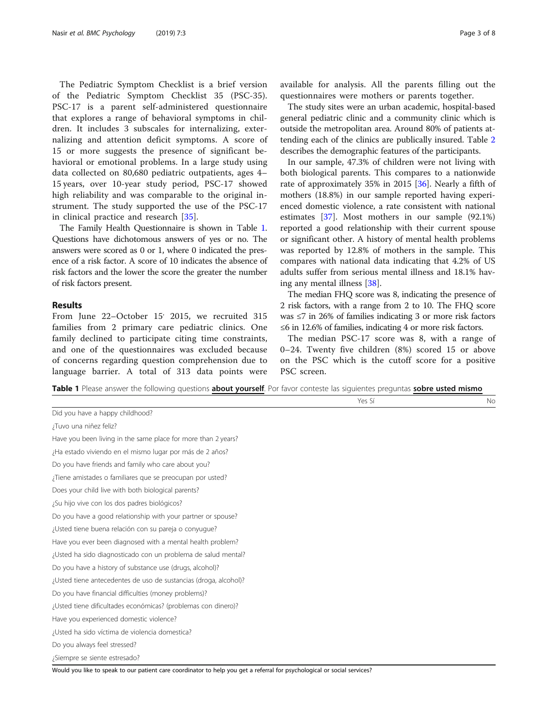The Pediatric Symptom Checklist is a brief version of the Pediatric Symptom Checklist 35 (PSC-35). PSC-17 is a parent self-administered questionnaire that explores a range of behavioral symptoms in children. It includes 3 subscales for internalizing, externalizing and attention deficit symptoms. A score of 15 or more suggests the presence of significant behavioral or emotional problems. In a large study using data collected on 80,680 pediatric outpatients, ages 4–15 years, over 10-year study period, PSC-17 showed high reliability and was comparable to the original instrument. The study supported the use of the PSC-17 in clinical practice and research [35].

The Family Health Questionnaire is shown in Table 1. Questions have dichotomous answers of yes or no. The answers were scored as 0 or 1, where 0 indicated the presence of a risk factor. A score of 10 indicates the absence of risk factors and the lower the score the greater the number of risk factors present.

## Results

From June 22–October 15, 2015, we recruited 315 families from 2 primary care pediatric clinics. One family declined to participate citing time constraints, and one of the questionnaires was excluded because of concerns regarding question comprehension due to language barrier. A total of 313 data points were available for analysis. All the parents filling out the questionnaires were mothers or parents together.

The study sites were an urban academic, hospital-based general pediatric clinic and a community clinic which is outside the metropolitan area. Around 80% of patients attending each of the clinics are publically insured. Table 2 describes the demographic features of the participants.

In our sample, 47.3% of children were not living with both biological parents. This compares to a nationwide rate of approximately 35% in 2015 [36]. Nearly a fifth of mothers (18.8%) in our sample reported having experienced domestic violence, a rate consistent with national estimates [37]. Most mothers in our sample (92.1%) reported a good relationship with their current spouse or significant other. A history of mental health problems was reported by 12.8% of mothers in the sample. This compares with national data indicating that 4.2% of US adults suffer from serious mental illness and 18.1% having any mental illness [38].

The median FHQ score was 8, indicating the presence of 2 risk factors, with a range from 2 to 10. The FHQ score was ≤7 in 26% of families indicating 3 or more risk factors ≤6 in 12.6% of families, indicating 4 or more risk factors.

The median PSC-17 score was 8, with a range of 0–24. Twenty five children (8%) scored 15 or above on the PSC which is the cutoff score for a positive PSC screen.

**Table 1** Please answer the following questions **about yourself**. Por favor conteste las siguientes preguntas **sobre usted mismo**

| | Yes Sí | No |
|---|---|---|
| Did you have a happy childhood? | | |
| ¿Tuvo una niñez feliz? | | |
| Have you been living in the same place for more than 2 years? | | |
| ¿Ha estado viviendo en el mismo lugar por más de 2 años? | | |
| Do you have friends and family who care about you? | | |
| ¿Tiene amistades o familiares que se preocupan por usted? | | |
| Does your child live with both biological parents? | | |
| ¿Su hijo vive con los dos padres biológicos? | | |
| Do you have a good relationship with your partner or spouse? | | |
| ¿Usted tiene buena relación con su pareja o conyugue? | | |
| Have you ever been diagnosed with a mental health problem? | | |
| ¿Usted ha sido diagnosticado con un problema de salud mental? | | |
| Do you have a history of substance use (drugs, alcohol)? | | |
| ¿Usted tiene antecedentes de uso de sustancias (droga, alcohol)? | | |
| Do you have financial difficulties (money problems)? | | |
| ¿Usted tiene dificultades económicas? (problemas con dinero)? | | |
| Have you experienced domestic violence? | | |
| ¿Usted ha sido víctima de violencia domestica? | | |
| Do you always feel stressed? | | |
| ¿Siempre se siente estresado? | | |

Would you like to speak to our patient care coordinator to help you get a referral for psychological or social services?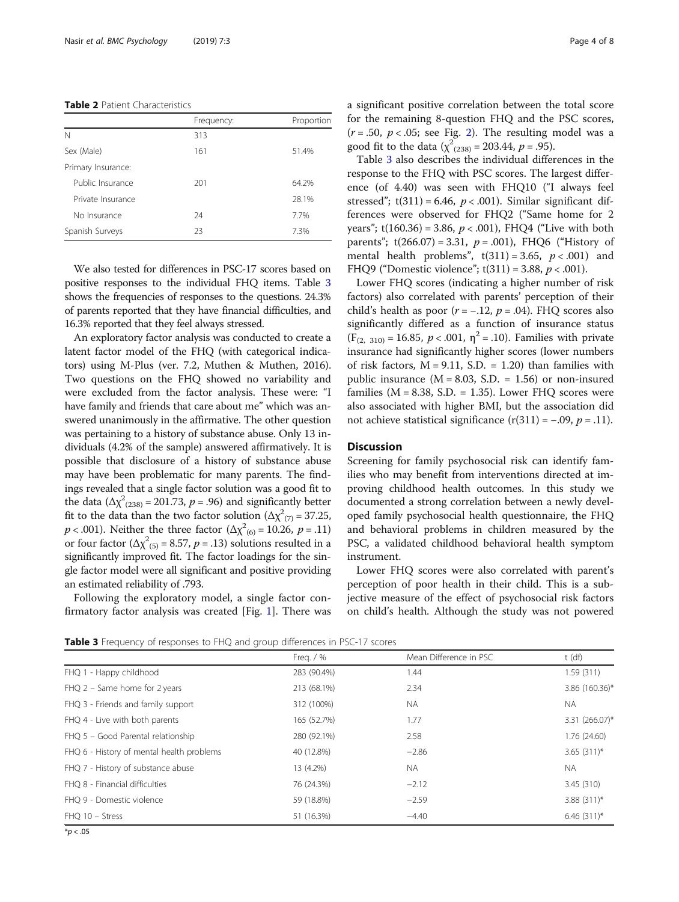**Table 2** Patient Characteristics

| | Frequency: | Proportion |
|---|---|---|
| N | 313 | |
| Sex (Male) | 161 | 51.4% |
| Primary Insurance: | | |
| Public Insurance | 201 | 64.2% |
| Private Insurance | | 28.1% |
| No Insurance | 24 | 7.7% |
| Spanish Surveys | 23 | 7.3% |

We also tested for differences in PSC-17 scores based on positive responses to the individual FHQ items. Table 3 shows the frequencies of responses to the questions. 24.3% of parents reported that they have financial difficulties, and 16.3% reported that they feel always stressed.

An exploratory factor analysis was conducted to create a latent factor model of the FHQ (with categorical indicators) using M-Plus (ver. 7.2, Muthen & Muthen, 2016). Two questions on the FHQ showed no variability and were excluded from the factor analysis. These were: "I have family and friends that care about me" which was answered unanimously in the affirmative. The other question was pertaining to a history of substance abuse. Only 13 individuals (4.2% of the sample) answered affirmatively. It is possible that disclosure of a history of substance abuse may have been problematic for many parents. The findings revealed that a single factor solution was a good fit to the data ($\Delta\chi^2_{(238)} = 201.73$, $p = .96$) and significantly better fit to the data than the two factor solution ($\Delta\chi^2_{(7)} = 37.25$, $p < .001$). Neither the three factor ($\Delta\chi^2_{(6)} = 10.26$, $p = .11$) or four factor ($\Delta\chi^2_{(5)} = 8.57$, $p = .13$) solutions resulted in a significantly improved fit. The factor loadings for the single factor model were all significant and positive providing an estimated reliability of .793.

Following the exploratory model, a single factor confirmatory factor analysis was created [Fig. 1]. There was a significant positive correlation between the total score for the remaining 8-question FHQ and the PSC scores, ($r = .50$, $p < .05$; see Fig. 2). The resulting model was a good fit to the data ($\chi^2_{(238)} = 203.44$, $p = .95$).

Table 3 also describes the individual differences in the response to the FHQ with PSC scores. The largest difference (of 4.40) was seen with FHQ10 ("I always feel stressed"; $t(311) = 6.46$, $p < .001$). Similar significant differences were observed for FHQ2 ("Same home for 2 years"; $t(160.36) = 3.86$, $p < .001$), FHQ4 ("Live with both parents"; $t(266.07) = 3.31$, $p = .001$), FHQ6 ("History of mental health problems", $t(311) = 3.65$, $p < .001$) and FHQ9 ("Domestic violence"; $t(311) = 3.88$, $p < .001$).

Lower FHQ scores (indicating a higher number of risk factors) also correlated with parents' perception of their child's health as poor ($r = -.12$, $p = .04$). FHQ scores also significantly differed as a function of insurance status ($F_{(2,\ 310)} = 16.85$, $p < .001$, $\eta^2 = .10$). Families with private insurance had significantly higher scores (lower numbers of risk factors, M = 9.11, S.D. = 1.20) than families with public insurance (M = 8.03, S.D. = 1.56) or non-insured families (M = 8.38, S.D. = 1.35). Lower FHQ scores were also associated with higher BMI, but the association did not achieve statistical significance ($r(311) = -.09$, $p = .11$).

## Discussion

Screening for family psychosocial risk can identify families who may benefit from interventions directed at improving childhood health outcomes. In this study we documented a strong correlation between a newly developed family psychosocial health questionnaire, the FHQ and behavioral problems in children measured by the PSC, a validated childhood behavioral health symptom instrument.

Lower FHQ scores were also correlated with parent's perception of poor health in their child. This is a subjective measure of the effect of psychosocial risk factors on child's health. Although the study was not powered

**Table 3** Frequency of responses to FHQ and group differences in PSC-17 scores

| | Freq. / % | Mean Difference in PSC | t (df) |
|---|---|---|---|
| FHQ 1 - Happy childhood | 283 (90.4%) | 1.44 | 1.59 (311) |
| FHQ 2 – Same home for 2 years | 213 (68.1%) | 2.34 | 3.86 (160.36)* |
| FHQ 3 - Friends and family support | 312 (100%) | NA | NA |
| FHQ 4 - Live with both parents | 165 (52.7%) | 1.77 | 3.31 (266.07)* |
| FHQ 5 – Good Parental relationship | 280 (92.1%) | 2.58 | 1.76 (24.60) |
| FHQ 6 - History of mental health problems | 40 (12.8%) | −2.86 | 3.65 (311)* |
| FHQ 7 - History of substance abuse | 13 (4.2%) | NA | NA |
| FHQ 8 - Financial difficulties | 76 (24.3%) | −2.12 | 3.45 (310) |
| FHQ 9 - Domestic violence | 59 (18.8%) | −2.59 | 3.88 (311)* |
| FHQ 10 – Stress | 51 (16.3%) | −4.40 | 6.46 (311)* |

*$p < .05$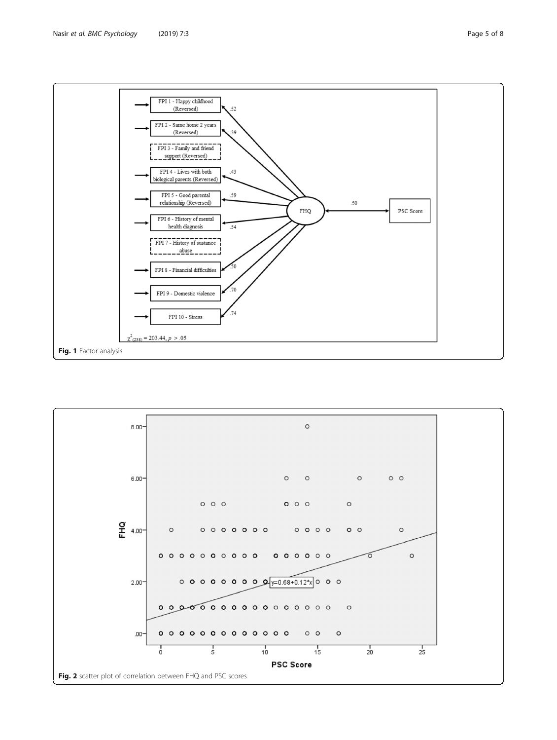Fig. 1 Factor analysis

Fig. 2 scatter plot of correlation between FHQ and PSC scores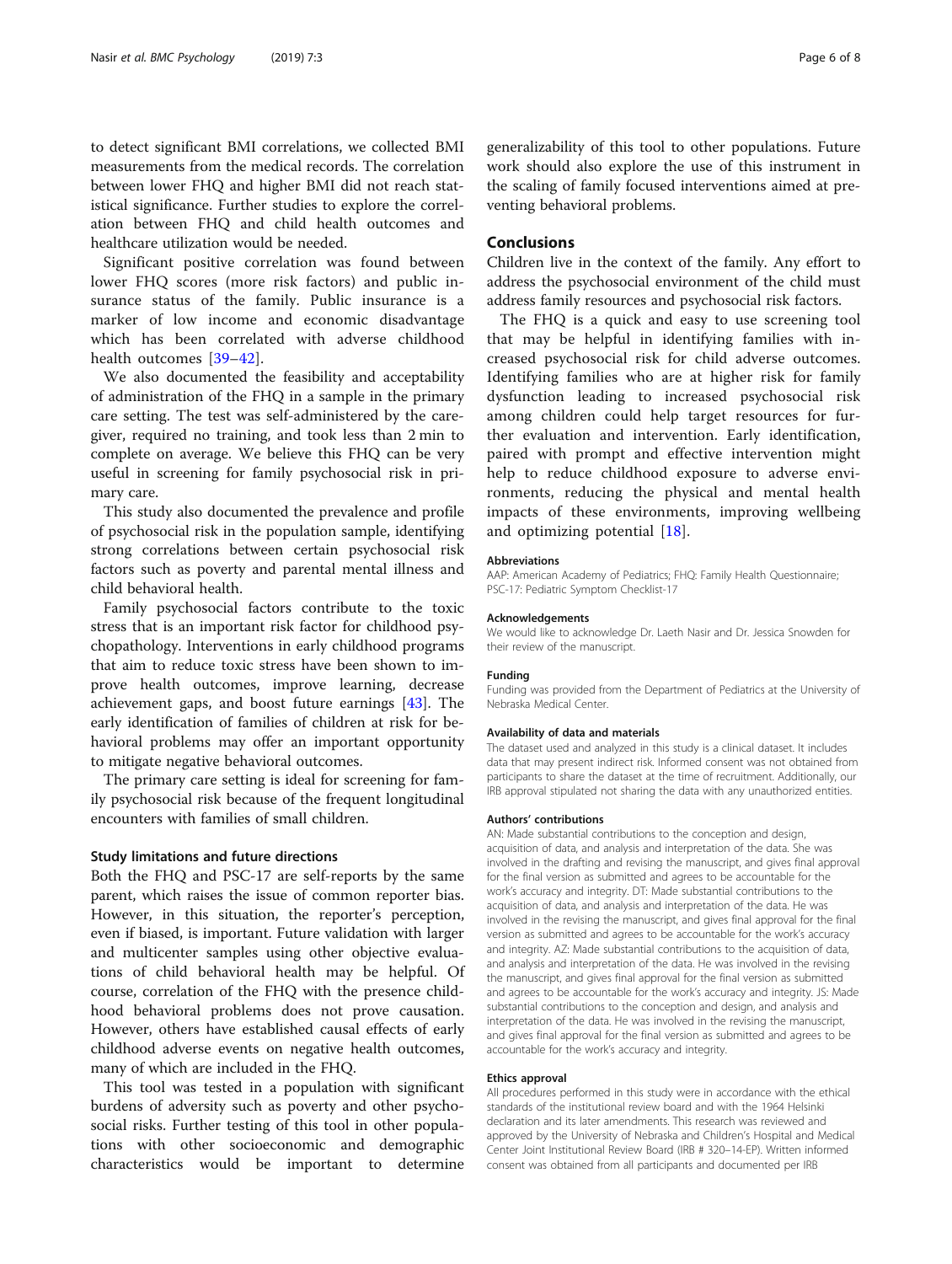to detect significant BMI correlations, we collected BMI measurements from the medical records. The correlation between lower FHQ and higher BMI did not reach statistical significance. Further studies to explore the correlation between FHQ and child health outcomes and healthcare utilization would be needed.

Significant positive correlation was found between lower FHQ scores (more risk factors) and public insurance status of the family. Public insurance is a marker of low income and economic disadvantage which has been correlated with adverse childhood health outcomes [39–42].

We also documented the feasibility and acceptability of administration of the FHQ in a sample in the primary care setting. The test was self-administered by the caregiver, required no training, and took less than 2 min to complete on average. We believe this FHQ can be very useful in screening for family psychosocial risk in primary care.

This study also documented the prevalence and profile of psychosocial risk in the population sample, identifying strong correlations between certain psychosocial risk factors such as poverty and parental mental illness and child behavioral health.

Family psychosocial factors contribute to the toxic stress that is an important risk factor for childhood psychopathology. Interventions in early childhood programs that aim to reduce toxic stress have been shown to improve health outcomes, improve learning, decrease achievement gaps, and boost future earnings [43]. The early identification of families of children at risk for behavioral problems may offer an important opportunity to mitigate negative behavioral outcomes.

The primary care setting is ideal for screening for family psychosocial risk because of the frequent longitudinal encounters with families of small children.

### Study limitations and future directions

Both the FHQ and PSC-17 are self-reports by the same parent, which raises the issue of common reporter bias. However, in this situation, the reporter's perception, even if biased, is important. Future validation with larger and multicenter samples using other objective evaluations of child behavioral health may be helpful. Of course, correlation of the FHQ with the presence childhood behavioral problems does not prove causation. However, others have established causal effects of early childhood adverse events on negative health outcomes, many of which are included in the FHQ.

This tool was tested in a population with significant burdens of adversity such as poverty and other psychosocial risks. Further testing of this tool in other populations with other socioeconomic and demographic characteristics would be important to determine generalizability of this tool to other populations. Future work should also explore the use of this instrument in the scaling of family focused interventions aimed at preventing behavioral problems.

## Conclusions

Children live in the context of the family. Any effort to address the psychosocial environment of the child must address family resources and psychosocial risk factors.

The FHQ is a quick and easy to use screening tool that may be helpful in identifying families with increased psychosocial risk for child adverse outcomes. Identifying families who are at higher risk for family dysfunction leading to increased psychosocial risk among children could help target resources for further evaluation and intervention. Early identification, paired with prompt and effective intervention might help to reduce childhood exposure to adverse environments, reducing the physical and mental health impacts of these environments, improving wellbeing and optimizing potential [18].

#### Abbreviations

AAP: American Academy of Pediatrics; FHQ: Family Health Questionnaire; PSC-17: Pediatric Symptom Checklist-17

#### Acknowledgements

We would like to acknowledge Dr. Laeth Nasir and Dr. Jessica Snowden for their review of the manuscript.

#### Funding

Funding was provided from the Department of Pediatrics at the University of Nebraska Medical Center.

#### Availability of data and materials

The dataset used and analyzed in this study is a clinical dataset. It includes data that may present indirect risk. Informed consent was not obtained from participants to share the dataset at the time of recruitment. Additionally, our IRB approval stipulated not sharing the data with any unauthorized entities.

#### Authors' contributions

AN: Made substantial contributions to the conception and design, acquisition of data, and analysis and interpretation of the data. She was involved in the drafting and revising the manuscript, and gives final approval for the final version as submitted and agrees to be accountable for the work's accuracy and integrity. DT: Made substantial contributions to the acquisition of data, and analysis and interpretation of the data. He was involved in the revising the manuscript, and gives final approval for the final version as submitted and agrees to be accountable for the work's accuracy and integrity. AZ: Made substantial contributions to the acquisition of data, and analysis and interpretation of the data. He was involved in the revising the manuscript, and gives final approval for the final version as submitted and agrees to be accountable for the work's accuracy and integrity. JS: Made substantial contributions to the conception and design, and analysis and interpretation of the data. He was involved in the revising the manuscript, and gives final approval for the final version as submitted and agrees to be accountable for the work's accuracy and integrity.

#### Ethics approval

All procedures performed in this study were in accordance with the ethical standards of the institutional review board and with the 1964 Helsinki declaration and its later amendments. This research was reviewed and approved by the University of Nebraska and Children's Hospital and Medical Center Joint Institutional Review Board (IRB # 320–14-EP). Written informed consent was obtained from all participants and documented per IRB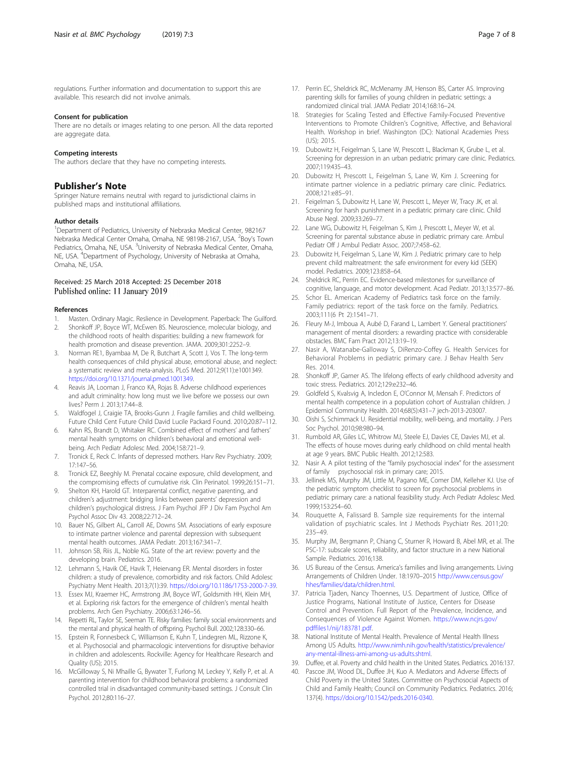regulations. Further information and documentation to support this are available. This research did not involve animals.

### Consent for publication

There are no details or images relating to one person. All the data reported are aggregate data.

### Competing interests

The authors declare that they have no competing interests.

## Publisher's Note

Springer Nature remains neutral with regard to jurisdictional claims in published maps and institutional affiliations.

### Author details

[1]Department of Pediatrics, University of Nebraska Medical Center, 982167 Nebraska Medical Center Omaha, Omaha, NE 98198-2167, USA. [2]Boy's Town Pediatrics, Omaha, NE, USA. [3]University of Nebraska Medical Center, Omaha, NE, USA. [4]Department of Psychology, University of Nebraska at Omaha, Omaha, NE, USA.

Received: 25 March 2018 Accepted: 25 December 2018
Published online: 11 January 2019

### References

1. Masten. Ordinary Magic. Reslience in Development. Paperback: The Guilford.
2. Shonkoff JP, Boyce WT, McEwen BS. Neuroscience, molecular biology, and the childhood roots of health disparities: building a new framework for health promotion and disease prevention. JAMA. 2009;301:2252–9.
3. Norman RE1, Byambaa M, De R, Butchart A, Scott J, Vos T. The long-term health consequences of child physical abuse, emotional abuse, and neglect: a systematic review and meta-analysis. PLoS Med. 2012;9(11):e1001349. https://doi.org/10.1371/journal.pmed.1001349.
4. Reavis JA, Looman J, Franco KA, Rojas B. Adverse childhood experiences and adult criminality: how long must we live before we possess our own lives? Perm J. 2013;17:44–8.
5. Waldfogel J, Craigie TA, Brooks-Gunn J. Fragile families and child wellbeing. Future Child Cent Future Child David Lucile Packard Found. 2010;20:87–112.
6. Kahn RS, Brandt D, Whitaker RC. Combined effect of mothers' and fathers' mental health symptoms on children's behavioral and emotional well-being. Arch Pediatr Adolesc Med. 2004;158:721–9.
7. Tronick E, Reck C. Infants of depressed mothers. Harv Rev Psychiatry. 2009; 17:147–56.
8. Tronick EZ, Beeghly M. Prenatal cocaine exposure, child development, and the compromising effects of cumulative risk. Clin Perinatol. 1999;26:151–71.
9. Shelton KH, Harold GT. Interparental conflict, negative parenting, and children's adjustment: bridging links between parents' depression and children's psychological distress. J Fam Psychol JFP J Div Fam Psychol Am Psychol Assoc Div 43. 2008;22:712–24.
10. Bauer NS, Gilbert AL, Carroll AE, Downs SM. Associations of early exposure to intimate partner violence and parental depression with subsequent mental health outcomes. JAMA Pediatr. 2013;167:341–7.
11. Johnson SB, Riis JL, Noble KG. State of the art review: poverty and the developing brain. Pediatrics. 2016.
12. Lehmann S, Havik OE, Havik T, Heiervang ER. Mental disorders in foster children: a study of prevalence, comorbidity and risk factors. Child Adolesc Psychiatry Ment Health. 2013;7(1):39. https://doi.org/10.1186/1753-2000-7-39.
13. Essex MJ, Kraemer HC, Armstrong JM, Boyce WT, Goldsmith HH, Klein MH, et al. Exploring risk factors for the emergence of children's mental health problems. Arch Gen Psychiatry. 2006;63:1246–56.
14. Repetti RL, Taylor SE, Seeman TE. Risky families: family social environments and the mental and physical health of offspring. Psychol Bull. 2002;128:330–66.
15. Epstein R, Fonnesbeck C, Williamson E, Kuhn T, Lindegren ML, Rizzone K, et al. Psychosocial and pharmacologic interventions for disruptive behavior in children and adolescents. Rockville: Agency for Healthcare Research and Quality (US); 2015.
16. McGilloway S, Ni Mhaille G, Bywater T, Furlong M, Leckey Y, Kelly P, et al. A parenting intervention for childhood behavioral problems: a randomized controlled trial in disadvantaged community-based settings. J Consult Clin Psychol. 2012;80:116–27.
17. Perrin EC, Sheldrick RC, McMenamy JM, Henson BS, Carter AS. Improving parenting skills for families of young children in pediatric settings: a randomized clinical trial. JAMA Pediatr 2014;168:16–24.
18. Strategies for Scaling Tested and Effective Family-Focused Preventive Interventions to Promote Children's Cognitive, Affective, and Behavioral Health. Workshop in brief. Washington (DC): National Academies Press (US); 2015.
19. Dubowitz H, Feigelman S, Lane W, Prescott L, Blackman K, Grube L, et al. Screening for depression in an urban pediatric primary care clinic. Pediatrics. 2007;119:435–43.
20. Dubowitz H, Prescott L, Feigelman S, Lane W, Kim J. Screening for intimate partner violence in a pediatric primary care clinic. Pediatrics. 2008;121:e85–91.
21. Feigelman S, Dubowitz H, Lane W, Prescott L, Meyer W, Tracy JK, et al. Screening for harsh punishment in a pediatric primary care clinic. Child Abuse Negl. 2009;33:269–77.
22. Lane WG, Dubowitz H, Feigelman S, Kim J, Prescott L, Meyer W, et al. Screening for parental substance abuse in pediatric primary care. Ambul Pediatr Off J Ambul Pediatr Assoc. 2007;7:458–62.
23. Dubowitz H, Feigelman S, Lane W, Kim J. Pediatric primary care to help prevent child maltreatment: the safe environment for every kid (SEEK) model. Pediatrics. 2009;123:858–64.
24. Sheldrick RC, Perrin EC. Evidence-based milestones for surveillance of cognitive, language, and motor development. Acad Pediatr. 2013;13:577–86.
25. Schor EL. American Academy of Pediatrics task force on the family. Family pediatrics: report of the task force on the family. Pediatrics. 2003;111(6 Pt 2):1541–71.
26. Fleury M-J, Imboua A, Aubé D, Farand L, Lambert Y. General practitioners' management of mental disorders: a rewarding practice with considerable obstacles. BMC Fam Pract 2012;13:19–19.
27. Nasir A, Watanabe-Galloway S, DiRenzo-Coffey G. Health Services for Behavioral Problems in pediatric primary care. J Behav Health Serv Res. 2014.
28. Shonkoff JP, Garner AS. The lifelong effects of early childhood adversity and toxic stress. Pediatrics. 2012;129:e232–46.
29. Goldfeld S, Kvalsvig A, Incledon E, O'Connor M, Mensah F. Predictors of mental health competence in a population cohort of Australian children. J Epidemiol Community Health. 2014;68(5):431–7 jech-2013-203007.
30. Oishi S, Schimmack U. Residential mobility, well-being, and mortality. J Pers Soc Psychol. 2010;98:980–94.
31. Rumbold AR, Giles LC, Whitrow MJ, Steele EJ, Davies CE, Davies MJ, et al. The effects of house moves during early childhood on child mental health at age 9 years. BMC Public Health. 2012;12:583.
32. Nasir A. A pilot testing of the "family psychosocial index" for the assessment of family psychosocial risk in primary care; 2015.
33. Jellinek MS, Murphy JM, Little M, Pagano ME, Comer DM, Kelleher KJ. Use of the pediatric symptom checklist to screen for psychosocial problems in pediatric primary care: a national feasibility study. Arch Pediatr Adolesc Med. 1999;153:254–60.
34. Rouquette A, Falissard B. Sample size requirements for the internal validation of psychiatric scales. Int J Methods Psychiatr Res. 2011;20: 235–49.
35. Murphy JM, Bergmann P, Chiang C, Sturner R, Howard B, Abel MR, et al. The PSC-17: subscale scores, reliability, and factor structure in a new National Sample. Pediatrics. 2016;138.
36. US Bureau of the Census. America's families and living arrangements. Living Arrangements of Children Under. 18:1970–2015 http://www.census.gov/hhes/families/data/children.html.
37. Patricia Tjaden, Nancy Thoennes, U.S. Department of Justice, Office of Justice Programs, National Institute of Justice, Centers for Disease Control and Prevention. Full Report of the Prevalence, Incidence, and Consequences of Violence Against Women. https://www.ncjrs.gov/pdffiles1/nij/183781.pdf.
38. National Institute of Mental Health. Prevalence of Mental Health Illness Among US Adults. http://www.nimh.nih.gov/health/statistics/prevalence/any-mental-illness-ami-among-us-adults.shtml.
39. Duffee, et al. Poverty and child health in the United States. Pediatrics. 2016:137.
40. Pascoe JM, Wood DL, Duffee JH, Kuo A. Mediators and Adverse Effects of Child Poverty in the United States. Committee on Psychosocial Aspects of Child and Family Health; Council on Community Pediatrics. Pediatrics. 2016; 137(4). https://doi.org/10.1542/peds.2016-0340.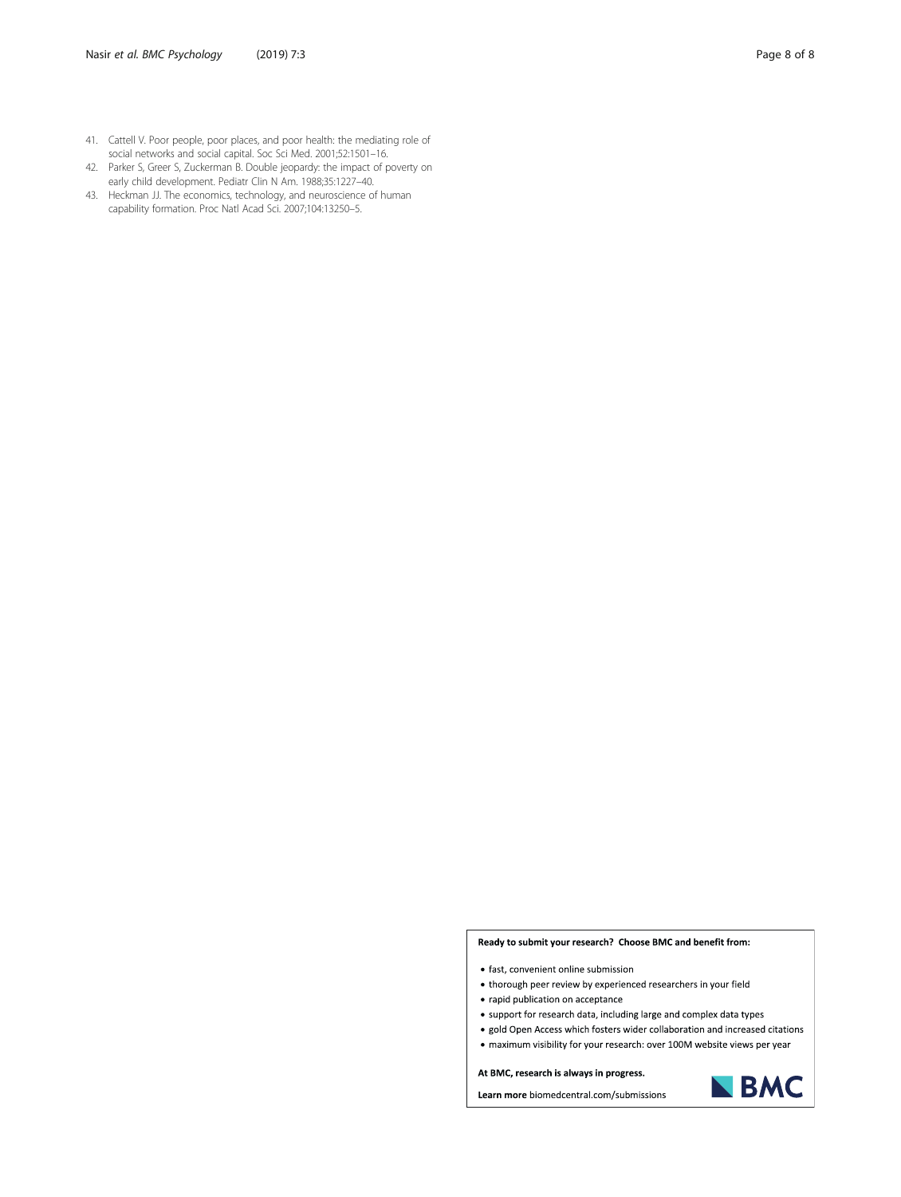41. Cattell V. Poor people, poor places, and poor health: the mediating role of social networks and social capital. Soc Sci Med. 2001;52:1501–16.
42. Parker S, Greer S, Zuckerman B. Double jeopardy: the impact of poverty on early child development. Pediatr Clin N Am. 1988;35:1227–40.
43. Heckman JJ. The economics, technology, and neuroscience of human capability formation. Proc Natl Acad Sci. 2007;104:13250–5.

**Ready to submit your research? Choose BMC and benefit from:**

- fast, convenient online submission
- thorough peer review by experienced researchers in your field
- rapid publication on acceptance
- support for research data, including large and complex data types
- gold Open Access which fosters wider collaboration and increased citations
- maximum visibility for your research: over 100M website views per year

**At BMC, research is always in progress.**

**Learn more** biomedcentral.com/submissions

BMC